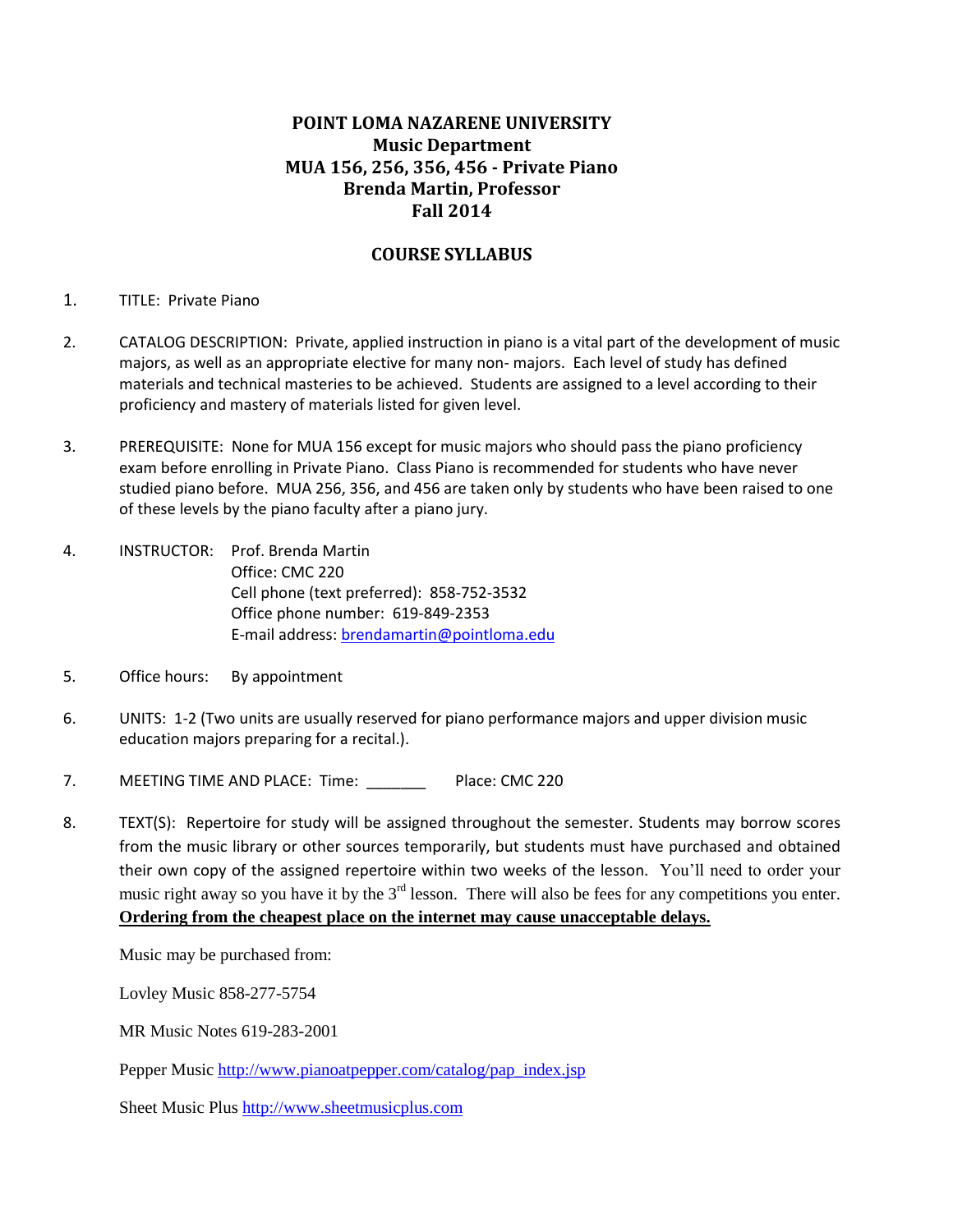# POINT LOMA NAZARENE UNIVERSITY
## Music Department
## MUA 156, 256, 356, 456 - Private Piano
## Brenda Martin, Professor
## Fall 2014

## COURSE SYLLABUS

1. TITLE: Private Piano

2. CATALOG DESCRIPTION: Private, applied instruction in piano is a vital part of the development of music majors, as well as an appropriate elective for many non- majors. Each level of study has defined materials and technical masteries to be achieved. Students are assigned to a level according to their proficiency and mastery of materials listed for given level.

3. PREREQUISITE: None for MUA 156 except for music majors who should pass the piano proficiency exam before enrolling in Private Piano. Class Piano is recommended for students who have never studied piano before. MUA 256, 356, and 456 are taken only by students who have been raised to one of these levels by the piano faculty after a piano jury.

4. INSTRUCTOR: Prof. Brenda Martin
   Office: CMC 220
   Cell phone (text preferred): 858-752-3532
   Office phone number: 619-849-2353
   E-mail address: brendamartin@pointloma.edu

5. Office hours: By appointment

6. UNITS: 1-2 (Two units are usually reserved for piano performance majors and upper division music education majors preparing for a recital.).

7. MEETING TIME AND PLACE: Time: _______ Place: CMC 220

8. TEXT(S): Repertoire for study will be assigned throughout the semester. Students may borrow scores from the music library or other sources temporarily, but students must have purchased and obtained their own copy of the assigned repertoire within two weeks of the lesson. You'll need to order your music right away so you have it by the 3rd lesson. There will also be fees for any competitions you enter. **<u>Ordering from the cheapest place on the internet may cause unacceptable delays.</u>**

   Music may be purchased from:

   Lovley Music 858-277-5754

   MR Music Notes 619-283-2001

   Pepper Music http://www.pianoatpepper.com/catalog/pap_index.jsp

   Sheet Music Plus http://www.sheetmusicplus.com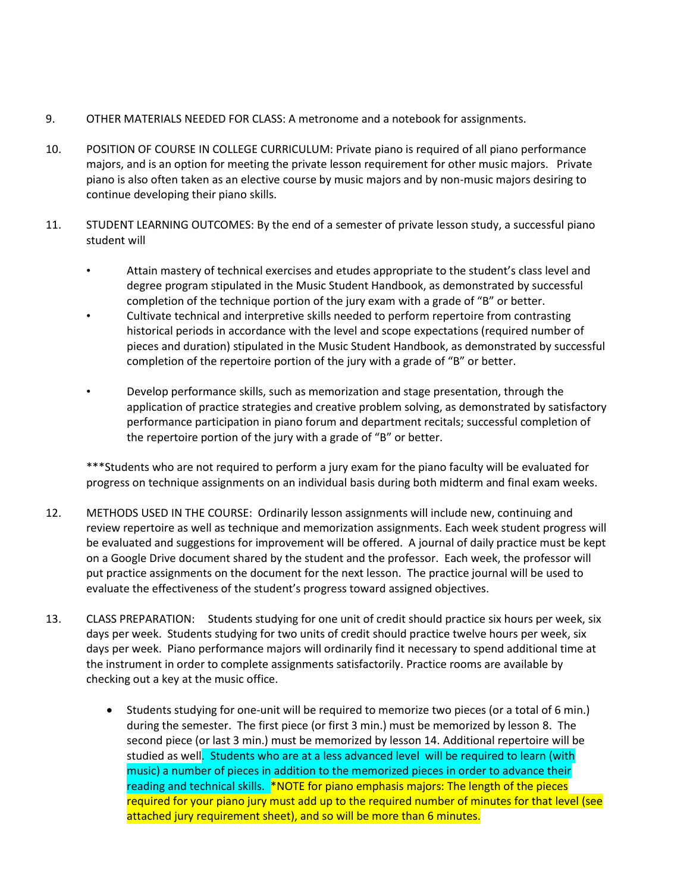9. OTHER MATERIALS NEEDED FOR CLASS: A metronome and a notebook for assignments.

10. POSITION OF COURSE IN COLLEGE CURRICULUM: Private piano is required of all piano performance majors, and is an option for meeting the private lesson requirement for other music majors. Private piano is also often taken as an elective course by music majors and by non-music majors desiring to continue developing their piano skills.

11. STUDENT LEARNING OUTCOMES: By the end of a semester of private lesson study, a successful piano student will

    - Attain mastery of technical exercises and etudes appropriate to the student's class level and degree program stipulated in the Music Student Handbook, as demonstrated by successful completion of the technique portion of the jury exam with a grade of "B" or better.
    - Cultivate technical and interpretive skills needed to perform repertoire from contrasting historical periods in accordance with the level and scope expectations (required number of pieces and duration) stipulated in the Music Student Handbook, as demonstrated by successful completion of the repertoire portion of the jury with a grade of "B" or better.
    - Develop performance skills, such as memorization and stage presentation, through the application of practice strategies and creative problem solving, as demonstrated by satisfactory performance participation in piano forum and department recitals; successful completion of the repertoire portion of the jury with a grade of "B" or better.

    ***Students who are not required to perform a jury exam for the piano faculty will be evaluated for progress on technique assignments on an individual basis during both midterm and final exam weeks.

12. METHODS USED IN THE COURSE: Ordinarily lesson assignments will include new, continuing and review repertoire as well as technique and memorization assignments. Each week student progress will be evaluated and suggestions for improvement will be offered. A journal of daily practice must be kept on a Google Drive document shared by the student and the professor. Each week, the professor will put practice assignments on the document for the next lesson. The practice journal will be used to evaluate the effectiveness of the student's progress toward assigned objectives.

13. CLASS PREPARATION: Students studying for one unit of credit should practice six hours per week, six days per week. Students studying for two units of credit should practice twelve hours per week, six days per week. Piano performance majors will ordinarily find it necessary to spend additional time at the instrument in order to complete assignments satisfactorily. Practice rooms are available by checking out a key at the music office.

    - Students studying for one-unit will be required to memorize two pieces (or a total of 6 min.) during the semester. The first piece (or first 3 min.) must be memorized by lesson 8. The second piece (or last 3 min.) must be memorized by lesson 14. Additional repertoire will be studied as well. Students who are at a less advanced level will be required to learn (with music) a number of pieces in addition to the memorized pieces in order to advance their reading and technical skills. *NOTE for piano emphasis majors: The length of the pieces required for your piano jury must add up to the required number of minutes for that level (see attached jury requirement sheet), and so will be more than 6 minutes.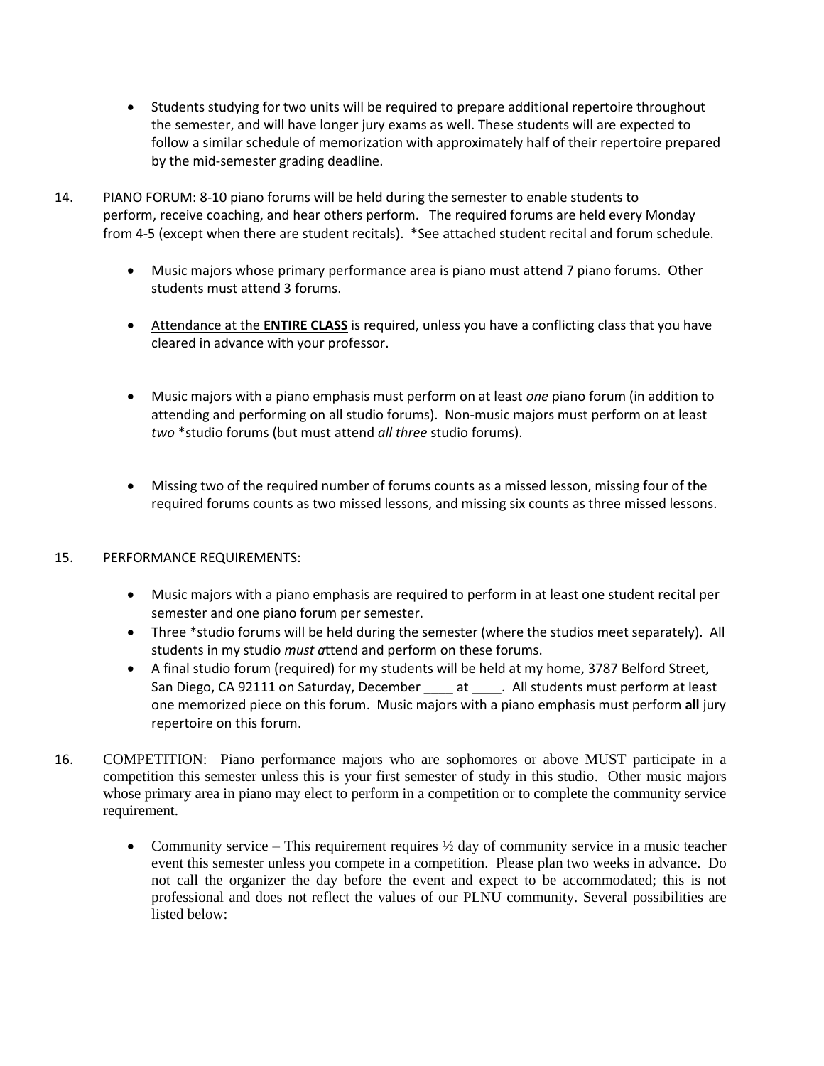- Students studying for two units will be required to prepare additional repertoire throughout the semester, and will have longer jury exams as well. These students will are expected to follow a similar schedule of memorization with approximately half of their repertoire prepared by the mid-semester grading deadline.

14. PIANO FORUM: 8-10 piano forums will be held during the semester to enable students to perform, receive coaching, and hear others perform. The required forums are held every Monday from 4-5 (except when there are student recitals). *See attached student recital and forum schedule.

    - Music majors whose primary performance area is piano must attend 7 piano forums. Other students must attend 3 forums.
    - <u>Attendance at the **ENTIRE CLASS**</u> is required, unless you have a conflicting class that you have cleared in advance with your professor.
    - Music majors with a piano emphasis must perform on at least *one* piano forum (in addition to attending and performing on all studio forums). Non-music majors must perform on at least *two* *studio forums (but must attend *all three* studio forums).
    - Missing two of the required number of forums counts as a missed lesson, missing four of the required forums counts as two missed lessons, and missing six counts as three missed lessons.

15. PERFORMANCE REQUIREMENTS:

    - Music majors with a piano emphasis are required to perform in at least one student recital per semester and one piano forum per semester.
    - Three *studio forums will be held during the semester (where the studios meet separately). All students in my studio *must a*ttend and perform on these forums.
    - A final studio forum (required) for my students will be held at my home, 3787 Belford Street, San Diego, CA 92111 on Saturday, December ____ at ____. All students must perform at least one memorized piece on this forum. Music majors with a piano emphasis must perform **all** jury repertoire on this forum.

16. COMPETITION: Piano performance majors who are sophomores or above MUST participate in a competition this semester unless this is your first semester of study in this studio. Other music majors whose primary area in piano may elect to perform in a competition or to complete the community service requirement.

    - Community service – This requirement requires ½ day of community service in a music teacher event this semester unless you compete in a competition. Please plan two weeks in advance. Do not call the organizer the day before the event and expect to be accommodated; this is not professional and does not reflect the values of our PLNU community. Several possibilities are listed below: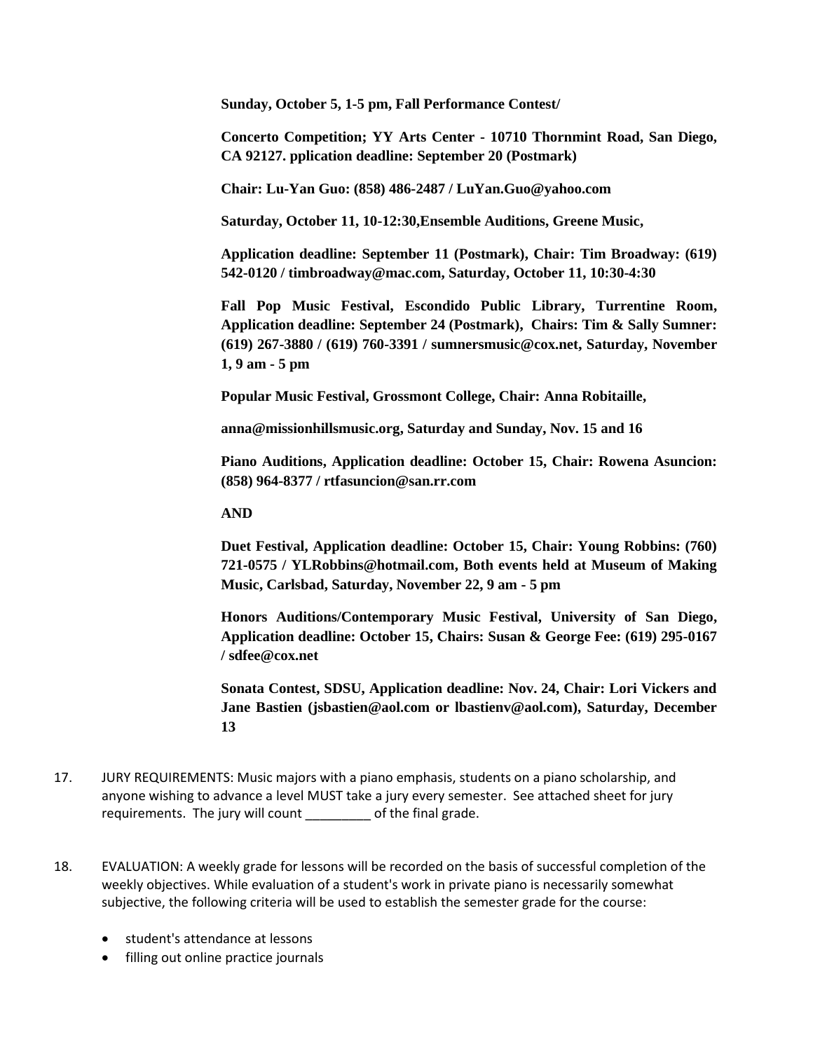**Sunday, October 5, 1-5 pm, Fall Performance Contest/**

**Concerto Competition; YY Arts Center - 10710 Thornmint Road, San Diego, CA 92127. pplication deadline: September 20 (Postmark)**

**Chair: Lu-Yan Guo: (858) 486-2487 / LuYan.Guo@yahoo.com**

**Saturday, October 11, 10-12:30,Ensemble Auditions, Greene Music,**

**Application deadline: September 11 (Postmark), Chair: Tim Broadway: (619) 542-0120 / timbroadway@mac.com, Saturday, October 11, 10:30-4:30**

**Fall Pop Music Festival, Escondido Public Library, Turrentine Room, Application deadline: September 24 (Postmark), Chairs: Tim & Sally Sumner: (619) 267-3880 / (619) 760-3391 / sumnersmusic@cox.net, Saturday, November 1, 9 am - 5 pm**

**Popular Music Festival, Grossmont College, Chair: Anna Robitaille,**

**anna@missionhillsmusic.org, Saturday and Sunday, Nov. 15 and 16**

**Piano Auditions, Application deadline: October 15, Chair: Rowena Asuncion: (858) 964-8377 / rtfasuncion@san.rr.com**

**AND**

**Duet Festival, Application deadline: October 15, Chair: Young Robbins: (760) 721-0575 / YLRobbins@hotmail.com, Both events held at Museum of Making Music, Carlsbad, Saturday, November 22, 9 am - 5 pm**

**Honors Auditions/Contemporary Music Festival, University of San Diego, Application deadline: October 15, Chairs: Susan & George Fee: (619) 295-0167 / sdfee@cox.net**

**Sonata Contest, SDSU, Application deadline: Nov. 24, Chair: Lori Vickers and Jane Bastien (jsbastien@aol.com or lbastienv@aol.com), Saturday, December 13**

17. JURY REQUIREMENTS: Music majors with a piano emphasis, students on a piano scholarship, and anyone wishing to advance a level MUST take a jury every semester. See attached sheet for jury requirements. The jury will count _________ of the final grade.

18. EVALUATION: A weekly grade for lessons will be recorded on the basis of successful completion of the weekly objectives. While evaluation of a student's work in private piano is necessarily somewhat subjective, the following criteria will be used to establish the semester grade for the course:

    - student's attendance at lessons
    - filling out online practice journals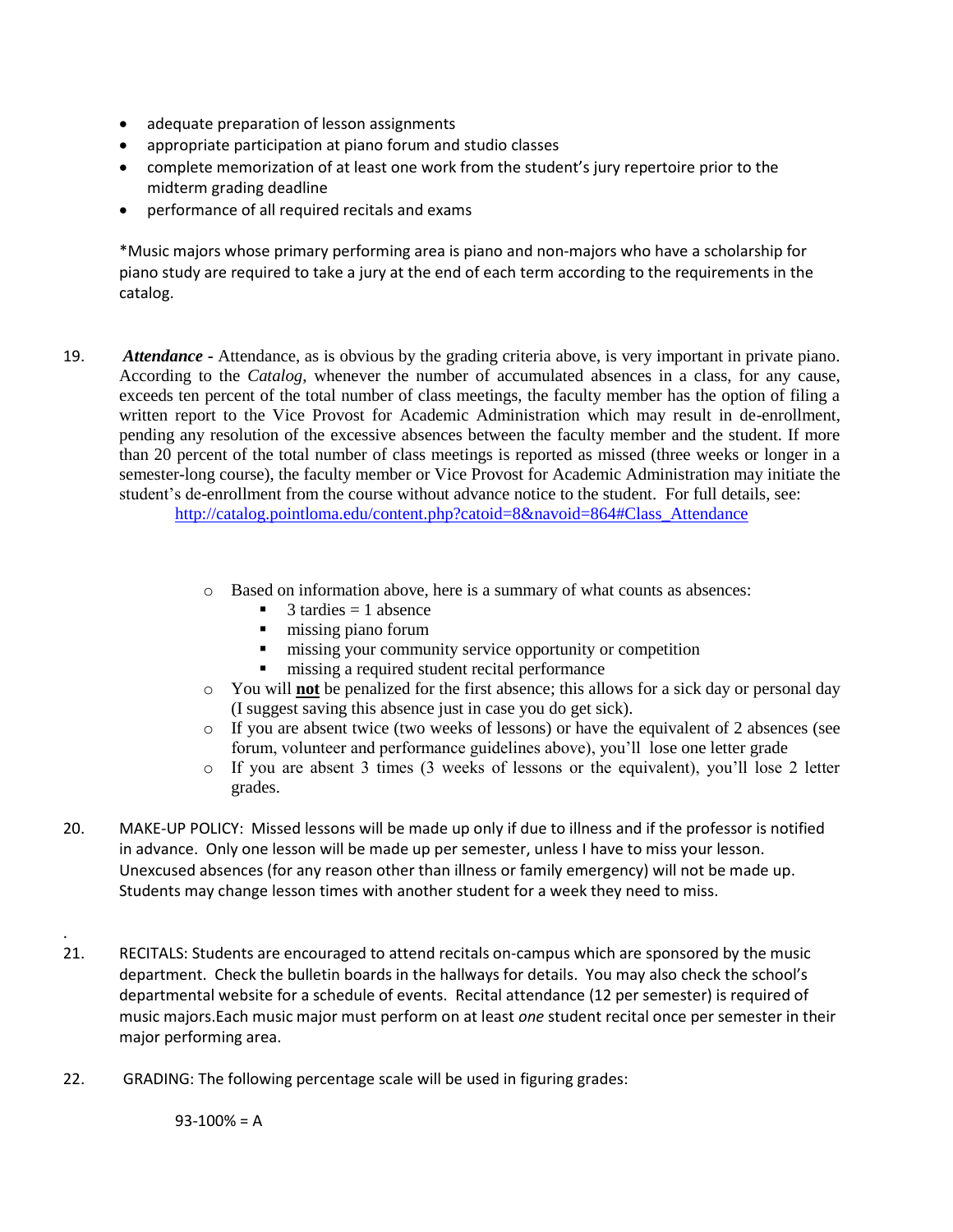- adequate preparation of lesson assignments
- appropriate participation at piano forum and studio classes
- complete memorization of at least one work from the student's jury repertoire prior to the midterm grading deadline
- performance of all required recitals and exams

*Music majors whose primary performing area is piano and non-majors who have a scholarship for piano study are required to take a jury at the end of each term according to the requirements in the catalog.

19. ***Attendance -*** Attendance, as is obvious by the grading criteria above, is very important in private piano. According to the *Catalog*, whenever the number of accumulated absences in a class, for any cause, exceeds ten percent of the total number of class meetings, the faculty member has the option of filing a written report to the Vice Provost for Academic Administration which may result in de-enrollment, pending any resolution of the excessive absences between the faculty member and the student. If more than 20 percent of the total number of class meetings is reported as missed (three weeks or longer in a semester-long course), the faculty member or Vice Provost for Academic Administration may initiate the student's de-enrollment from the course without advance notice to the student. For full details, see: http://catalog.pointloma.edu/content.php?catoid=8&navoid=864#Class_Attendance

    - Based on information above, here is a summary of what counts as absences:
        - 3 tardies = 1 absence
        - missing piano forum
        - missing your community service opportunity or competition
        - missing a required student recital performance
    - You will **not** be penalized for the first absence; this allows for a sick day or personal day (I suggest saving this absence just in case you do get sick).
    - If you are absent twice (two weeks of lessons) or have the equivalent of 2 absences (see forum, volunteer and performance guidelines above), you'll lose one letter grade
    - If you are absent 3 times (3 weeks of lessons or the equivalent), you'll lose 2 letter grades.

20. MAKE-UP POLICY: Missed lessons will be made up only if due to illness and if the professor is notified in advance. Only one lesson will be made up per semester, unless I have to miss your lesson. Unexcused absences (for any reason other than illness or family emergency) will not be made up. Students may change lesson times with another student for a week they need to miss.

21. RECITALS: Students are encouraged to attend recitals on-campus which are sponsored by the music department. Check the bulletin boards in the hallways for details. You may also check the school's departmental website for a schedule of events. Recital attendance (12 per semester) is required of music majors.Each music major must perform on at least *one* student recital once per semester in their major performing area.

22. GRADING: The following percentage scale will be used in figuring grades:

    93-100% = A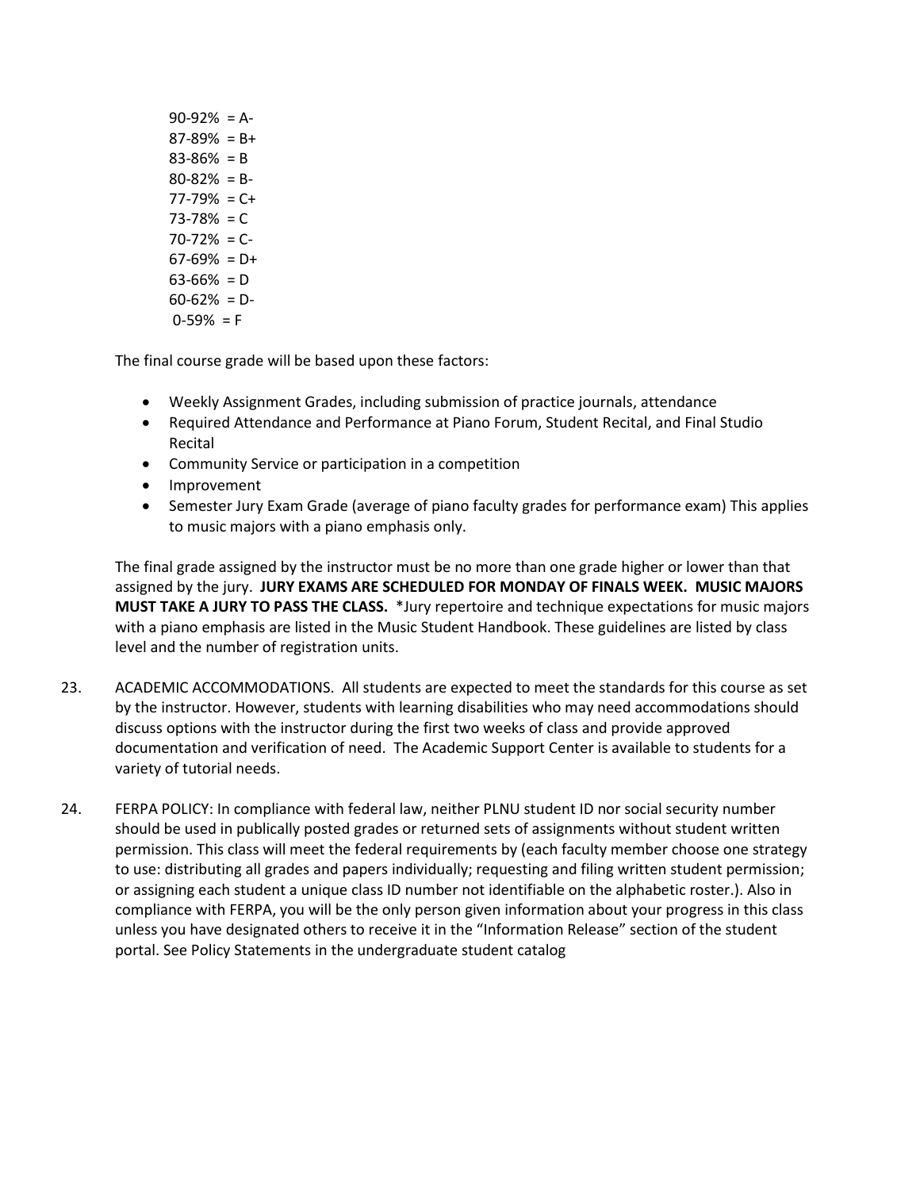90-92% = A-
87-89% = B+
83-86% = B
80-82% = B-
77-79% = C+
73-78% = C
70-72% = C-
67-69% = D+
63-66% = D
60-62% = D-
0-59% = F

The final course grade will be based upon these factors:

- Weekly Assignment Grades, including submission of practice journals, attendance
- Required Attendance and Performance at Piano Forum, Student Recital, and Final Studio Recital
- Community Service or participation in a competition
- Improvement
- Semester Jury Exam Grade (average of piano faculty grades for performance exam) This applies to music majors with a piano emphasis only.

The final grade assigned by the instructor must be no more than one grade higher or lower than that assigned by the jury. **JURY EXAMS ARE SCHEDULED FOR MONDAY OF FINALS WEEK. MUSIC MAJORS MUST TAKE A JURY TO PASS THE CLASS.** *Jury repertoire and technique expectations for music majors with a piano emphasis are listed in the Music Student Handbook. These guidelines are listed by class level and the number of registration units.

23. ACADEMIC ACCOMMODATIONS. All students are expected to meet the standards for this course as set by the instructor. However, students with learning disabilities who may need accommodations should discuss options with the instructor during the first two weeks of class and provide approved documentation and verification of need. The Academic Support Center is available to students for a variety of tutorial needs.

24. FERPA POLICY: In compliance with federal law, neither PLNU student ID nor social security number should be used in publically posted grades or returned sets of assignments without student written permission. This class will meet the federal requirements by (each faculty member choose one strategy to use: distributing all grades and papers individually; requesting and filing written student permission; or assigning each student a unique class ID number not identifiable on the alphabetic roster.). Also in compliance with FERPA, you will be the only person given information about your progress in this class unless you have designated others to receive it in the "Information Release" section of the student portal. See Policy Statements in the undergraduate student catalog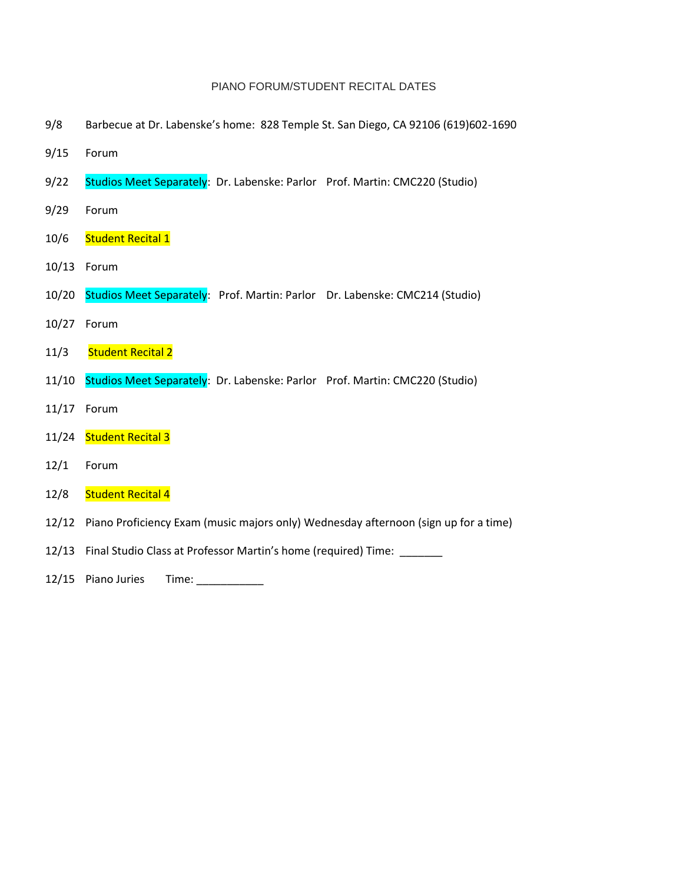# PIANO FORUM/STUDENT RECITAL DATES

| | |
|---|---|
| 9/8 | Barbecue at Dr. Labenske's home: 828 Temple St. San Diego, CA 92106 (619)602-1690 |
| 9/15 | Forum |
| 9/22 | Studios Meet Separately: Dr. Labenske: Parlor Prof. Martin: CMC220 (Studio) |
| 9/29 | Forum |
| 10/6 | Student Recital 1 |
| 10/13 | Forum |
| 10/20 | Studios Meet Separately: Prof. Martin: Parlor Dr. Labenske: CMC214 (Studio) |
| 10/27 | Forum |
| 11/3 | Student Recital 2 |
| 11/10 | Studios Meet Separately: Dr. Labenske: Parlor Prof. Martin: CMC220 (Studio) |
| 11/17 | Forum |
| 11/24 | Student Recital 3 |
| 12/1 | Forum |
| 12/8 | Student Recital 4 |
| 12/12 | Piano Proficiency Exam (music majors only) Wednesday afternoon (sign up for a time) |
| 12/13 | Final Studio Class at Professor Martin's home (required) Time: _______ |
| 12/15 | Piano Juries Time: ___________ |